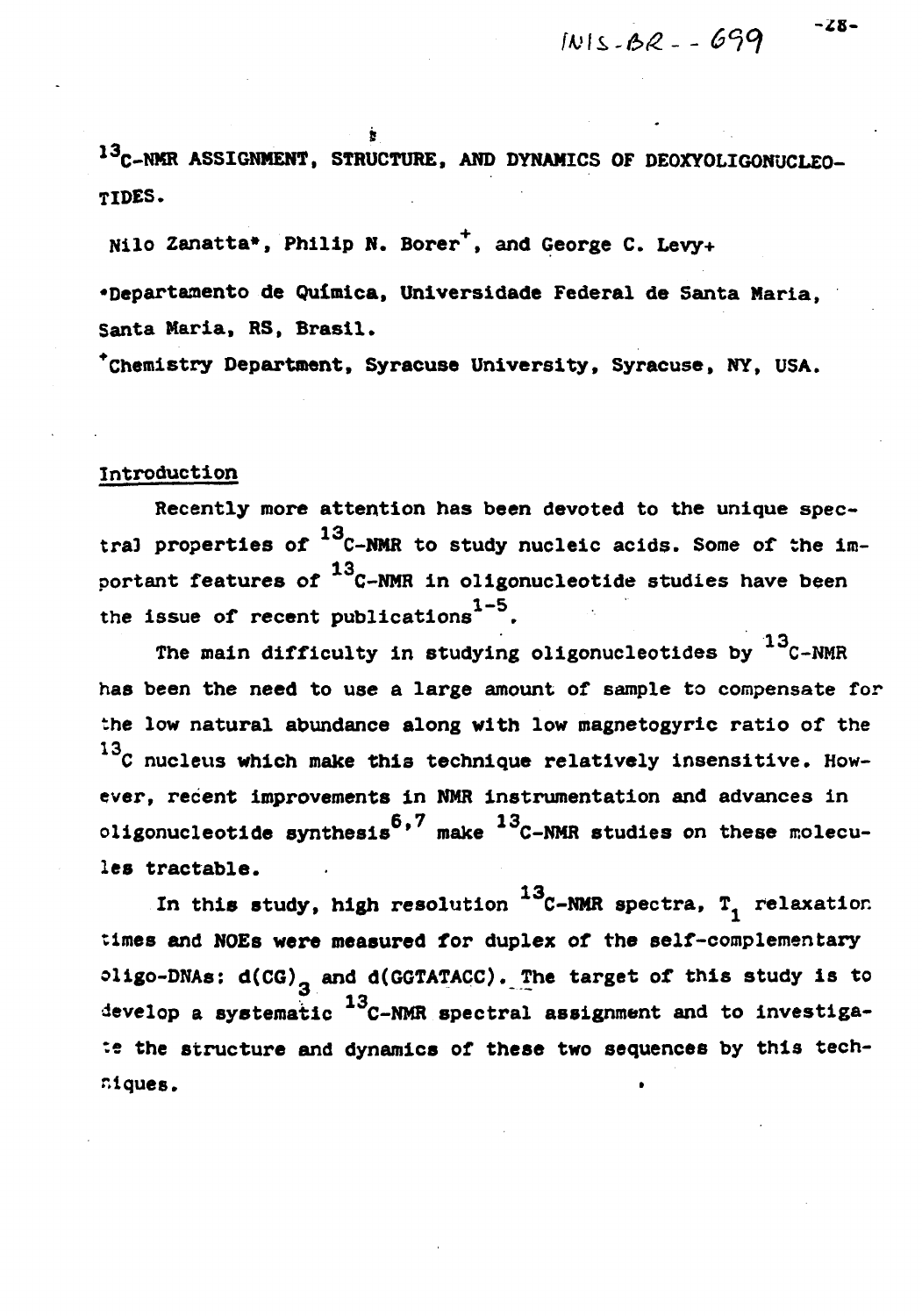# $^{13}$C-NMR ASSIGNMENT, STRUCTURE, AND DYNAMICS OF DEOXYOLIGONUCLEOTIDES.

Nilo Zanatta*, Philip N. Borer+, and George C. Levy+

*Departamento de Química, Universidade Federal de Santa Maria, Santa Maria, RS, Brasil.

+Chemistry Department, Syracuse University, Syracuse, NY, USA.

## Introduction

Recently more attention has been devoted to the unique spectral properties of $^{13}$C-NMR to study nucleic acids. Some of the important features of $^{13}$C-NMR in oligonucleotide studies have been the issue of recent publications[1-5].

The main difficulty in studying oligonucleotides by $^{13}$C-NMR has been the need to use a large amount of sample to compensate for the low natural abundance along with low magnetogyric ratio of the $^{13}$C nucleus which make this technique relatively insensitive. However, recent improvements in NMR instrumentation and advances in oligonucleotide synthesis[6,7] make $^{13}$C-NMR studies on these molecules tractable.

In this study, high resolution $^{13}$C-NMR spectra, $T_1$ relaxation times and NOEs were measured for duplex of the self-complementary oligo-DNAs: $d(CG)_3$ and d(GGTATACC). The target of this study is to develop a systematic $^{13}$C-NMR spectral assignment and to investigate the structure and dynamics of these two sequences by this techniques.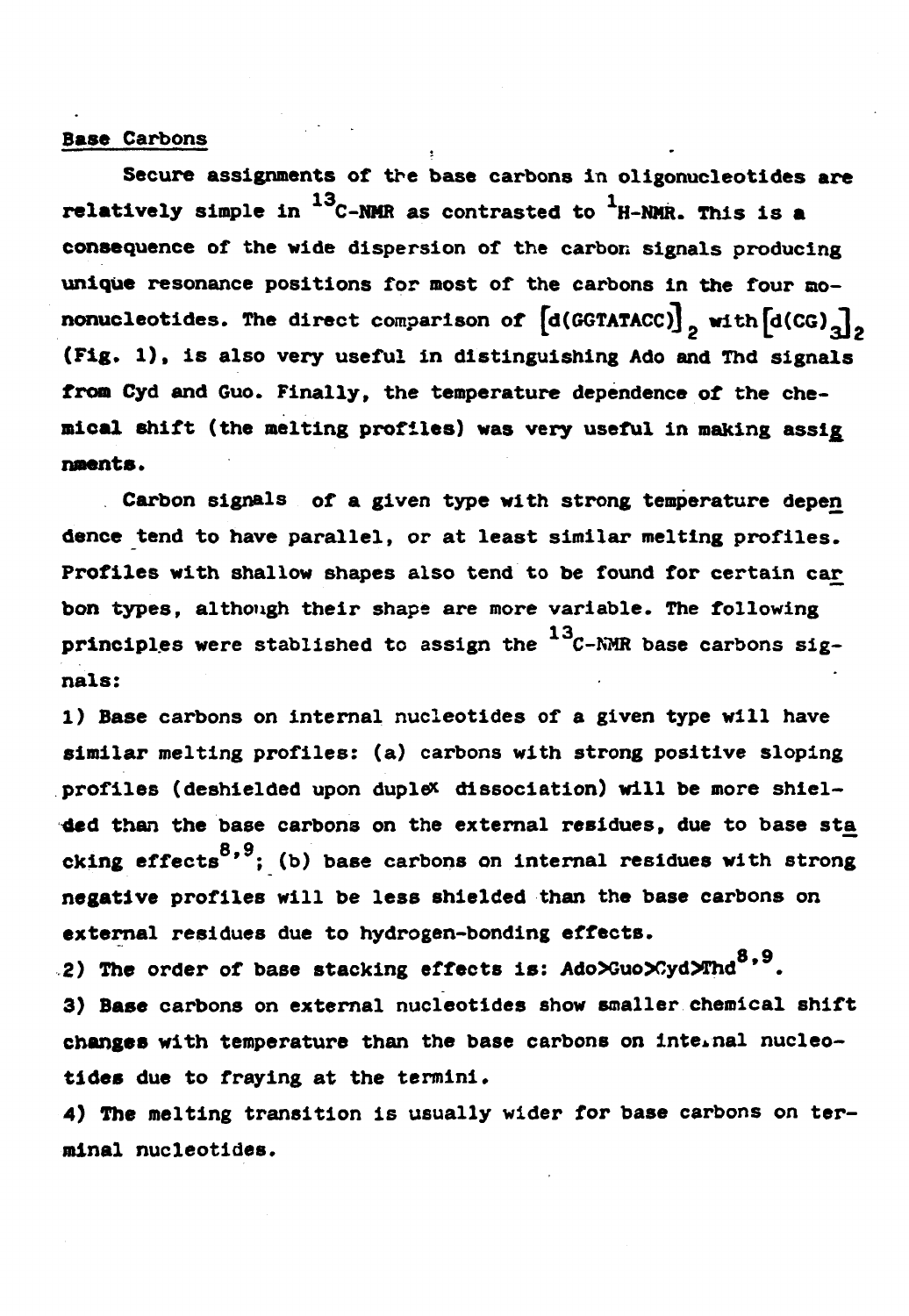## Base Carbons

Secure assignments of the base carbons in oligonucleotides are relatively simple in $^{13}$C-NMR as contrasted to $^{1}$H-NMR. This is a consequence of the wide dispersion of the carbon signals producing unique resonance positions for most of the carbons in the four mononucleotides. The direct comparison of $[d(GGTATACC)]_2$ with $[d(CG)_3]_2$ (Fig. 1), is also very useful in distinguishing Ado and Thd signals from Cyd and Guo. Finally, the temperature dependence of the chemical shift (the melting profiles) was very useful in making assignments.

Carbon signals of a given type with strong temperature dependence tend to have parallel, or at least similar melting profiles. Profiles with shallow shapes also tend to be found for certain carbon types, although their shape are more variable. The following principles were stablished to assign the $^{13}$C-NMR base carbons signals:

1) Base carbons on internal nucleotides of a given type will have similar melting profiles: (a) carbons with strong positive sloping profiles (deshielded upon duplex dissociation) will be more shielded than the base carbons on the external residues, due to base stacking effects[8,9]; (b) base carbons on internal residues with strong negative profiles will be less shielded than the base carbons on external residues due to hydrogen-bonding effects.

2) The order of base stacking effects is: Ado>Guo>Cyd>Thd[8,9].

3) Base carbons on external nucleotides show smaller chemical shift changes with temperature than the base carbons on internal nucleotides due to fraying at the termini.

4) The melting transition is usually wider for base carbons on terminal nucleotides.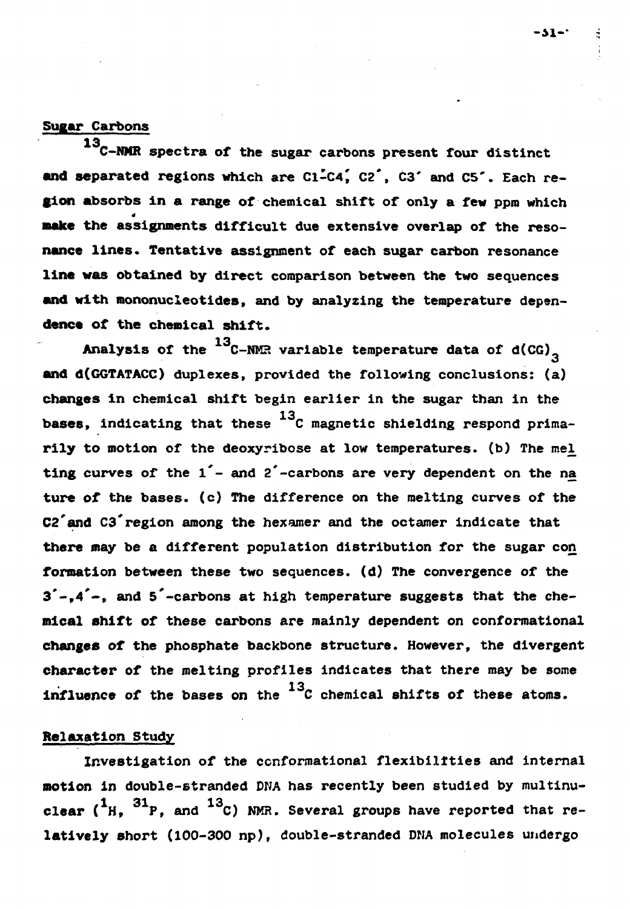## Sugar Carbons

$^{13}$C-NMR spectra of the sugar carbons present four distinct and separated regions which are C1′-C4′, C2′, C3′ and C5′. Each region absorbs in a range of chemical shift of only a few ppm which make the assignments difficult due extensive overlap of the resonance lines. Tentative assignment of each sugar carbon resonance line was obtained by direct comparison between the two sequences and with mononucleotides, and by analyzing the temperature dependence of the chemical shift.

Analysis of the $^{13}$C-NMR variable temperature data of $d(CG)_3$ and d(GGTATACC) duplexes, provided the following conclusions: (a) changes in chemical shift begin earlier in the sugar than in the bases, indicating that these $^{13}$C magnetic shielding respond primarily to motion of the deoxyribose at low temperatures. (b) The melting curves of the 1′- and 2′-carbons are very dependent on the nature of the bases. (c) The difference on the melting curves of the C2′and C3′region among the hexamer and the octamer indicate that there may be a different population distribution for the sugar conformation between these two sequences. (d) The convergence of the 3′-,4′-, and 5′-carbons at high temperature suggests that the chemical shift of these carbons are mainly dependent on conformational changes of the phosphate backbone structure. However, the divergent character of the melting profiles indicates that there may be some influence of the bases on the $^{13}$C chemical shifts of these atoms.

## Relaxation Study

Investigation of the conformational flexibilities and internal motion in double-stranded DNA has recently been studied by multinuclear ($^{1}$H, $^{31}$P, and $^{13}$C) NMR. Several groups have reported that relatively short (100-300 np), double-stranded DNA molecules undergo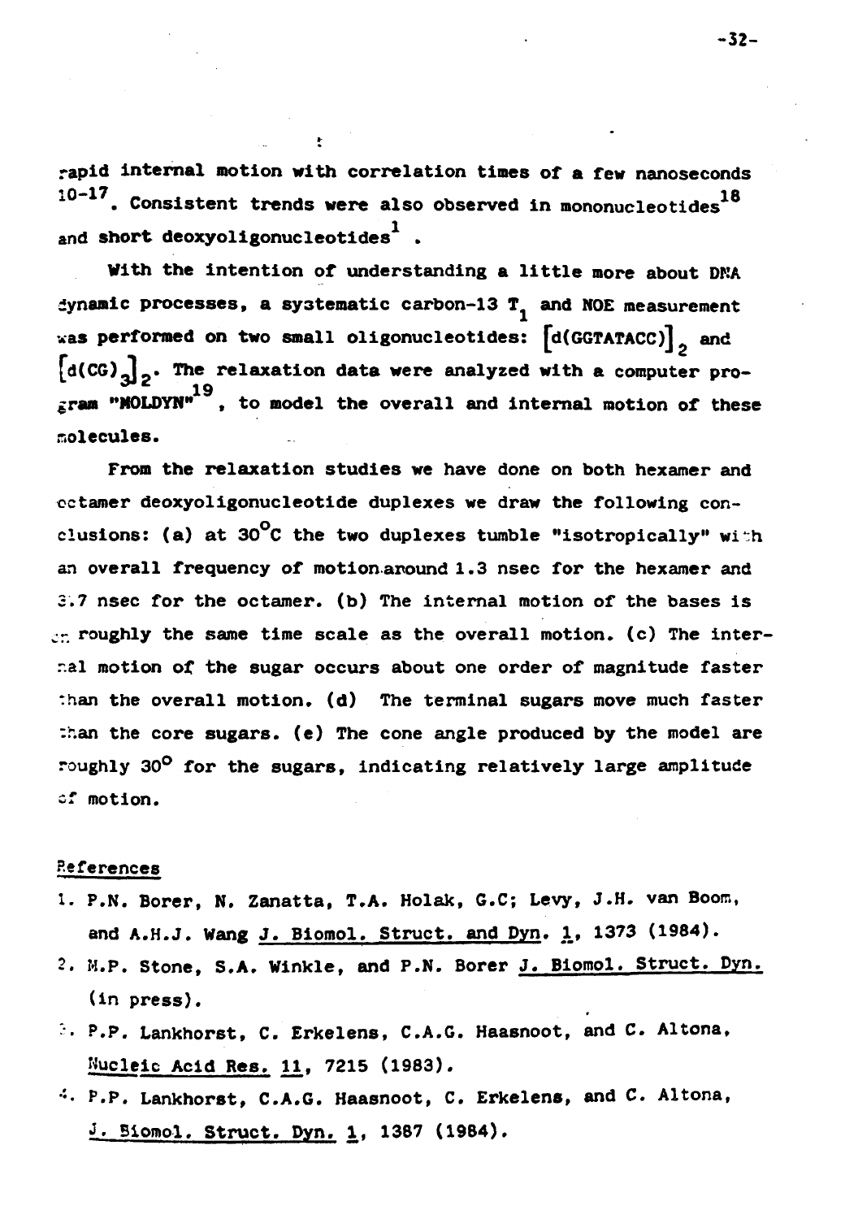rapid internal motion with correlation times of a few nanoseconds [10-17]. Consistent trends were also observed in mononucleotides[18] and short deoxyoligonucleotides[1].

With the intention of understanding a little more about DNA dynamic processes, a systematic carbon-13 $T_1$ and NOE measurement was performed on two small oligonucleotides: $[d(GGTATACC)]_2$ and $[d(CG)_3]_2$. The relaxation data were analyzed with a computer program "MOLDYN"[19], to model the overall and internal motion of these molecules.

From the relaxation studies we have done on both hexamer and octamer deoxyoligonucleotide duplexes we draw the following conclusions: (a) at 30°C the two duplexes tumble "isotropically" with an overall frequency of motion around 1.3 nsec for the hexamer and 3.7 nsec for the octamer. (b) The internal motion of the bases is on roughly the same time scale as the overall motion. (c) The internal motion of the sugar occurs about one order of magnitude faster than the overall motion. (d) The terminal sugars move much faster than the core sugars. (e) The cone angle produced by the model are roughly 30° for the sugars, indicating relatively large amplitude of motion.

## References

1. P.N. Borer, N. Zanatta, T.A. Holak, G.C; Levy, J.H. van Boom, and A.H.J. Wang J. Biomol. Struct. and Dyn. 1, 1373 (1984).
2. M.P. Stone, S.A. Winkle, and P.N. Borer J. Biomol. Struct. Dyn. (in press).
3. P.P. Lankhorst, C. Erkelens, C.A.G. Haasnoot, and C. Altona, Nucleic Acid Res. 11, 7215 (1983).
4. P.P. Lankhorst, C.A.G. Haasnoot, C. Erkelens, and C. Altona, J. Biomol. Struct. Dyn. 1, 1387 (1984).